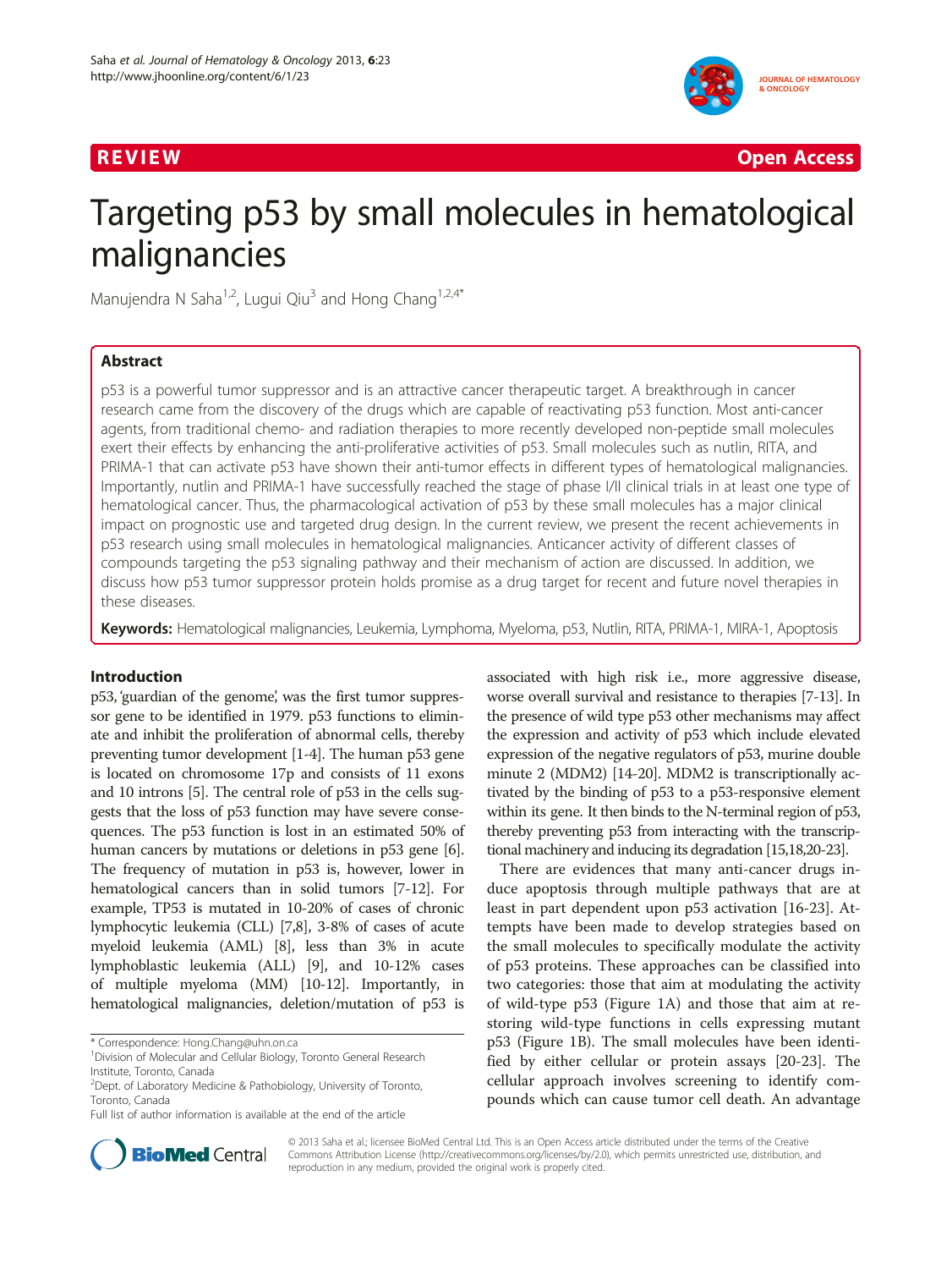REVIEW **Open Access**

# Targeting p53 by small molecules in hematological malignancies

Manujendra N Saha[1,2], Lugui Qiu[3] and Hong Chang[1,2,4*]

## Abstract

p53 is a powerful tumor suppressor and is an attractive cancer therapeutic target. A breakthrough in cancer research came from the discovery of the drugs which are capable of reactivating p53 function. Most anti-cancer agents, from traditional chemo- and radiation therapies to more recently developed non-peptide small molecules exert their effects by enhancing the anti-proliferative activities of p53. Small molecules such as nutlin, RITA, and PRIMA-1 that can activate p53 have shown their anti-tumor effects in different types of hematological malignancies. Importantly, nutlin and PRIMA-1 have successfully reached the stage of phase I/II clinical trials in at least one type of hematological cancer. Thus, the pharmacological activation of p53 by these small molecules has a major clinical impact on prognostic use and targeted drug design. In the current review, we present the recent achievements in p53 research using small molecules in hematological malignancies. Anticancer activity of different classes of compounds targeting the p53 signaling pathway and their mechanism of action are discussed. In addition, we discuss how p53 tumor suppressor protein holds promise as a drug target for recent and future novel therapies in these diseases.

**Keywords:** Hematological malignancies, Leukemia, Lymphoma, Myeloma, p53, Nutlin, RITA, PRIMA-1, MIRA-1, Apoptosis

## Introduction

p53, 'guardian of the genome', was the first tumor suppressor gene to be identified in 1979. p53 functions to eliminate and inhibit the proliferation of abnormal cells, thereby preventing tumor development [1-4]. The human p53 gene is located on chromosome 17p and consists of 11 exons and 10 introns [5]. The central role of p53 in the cells suggests that the loss of p53 function may have severe consequences. The p53 function is lost in an estimated 50% of human cancers by mutations or deletions in p53 gene [6]. The frequency of mutation in p53 is, however, lower in hematological cancers than in solid tumors [7-12]. For example, TP53 is mutated in 10-20% of cases of chronic lymphocytic leukemia (CLL) [7,8], 3-8% of cases of acute myeloid leukemia (AML) [8], less than 3% in acute lymphoblastic leukemia (ALL) [9], and 10-12% cases of multiple myeloma (MM) [10-12]. Importantly, in hematological malignancies, deletion/mutation of p53 is associated with high risk i.e., more aggressive disease, worse overall survival and resistance to therapies [7-13]. In the presence of wild type p53 other mechanisms may affect the expression and activity of p53 which include elevated expression of the negative regulators of p53, murine double minute 2 (MDM2) [14-20]. MDM2 is transcriptionally activated by the binding of p53 to a p53-responsive element within its gene. It then binds to the N-terminal region of p53, thereby preventing p53 from interacting with the transcriptional machinery and inducing its degradation [15,18,20-23].

There are evidences that many anti-cancer drugs induce apoptosis through multiple pathways that are at least in part dependent upon p53 activation [16-23]. Attempts have been made to develop strategies based on the small molecules to specifically modulate the activity of p53 proteins. These approaches can be classified into two categories: those that aim at modulating the activity of wild-type p53 (Figure 1A) and those that aim at restoring wild-type functions in cells expressing mutant p53 (Figure 1B). The small molecules have been identified by either cellular or protein assays [20-23]. The cellular approach involves screening to identify compounds which can cause tumor cell death. An advantage

\* Correspondence: Hong.Chang@uhn.on.ca
[1]Division of Molecular and Cellular Biology, Toronto General Research Institute, Toronto, Canada
[2]Dept. of Laboratory Medicine & Pathobiology, University of Toronto, Toronto, Canada
Full list of author information is available at the end of the article

© 2013 Saha et al.; licensee BioMed Central Ltd. This is an Open Access article distributed under the terms of the Creative Commons Attribution License (http://creativecommons.org/licenses/by/2.0), which permits unrestricted use, distribution, and reproduction in any medium, provided the original work is properly cited.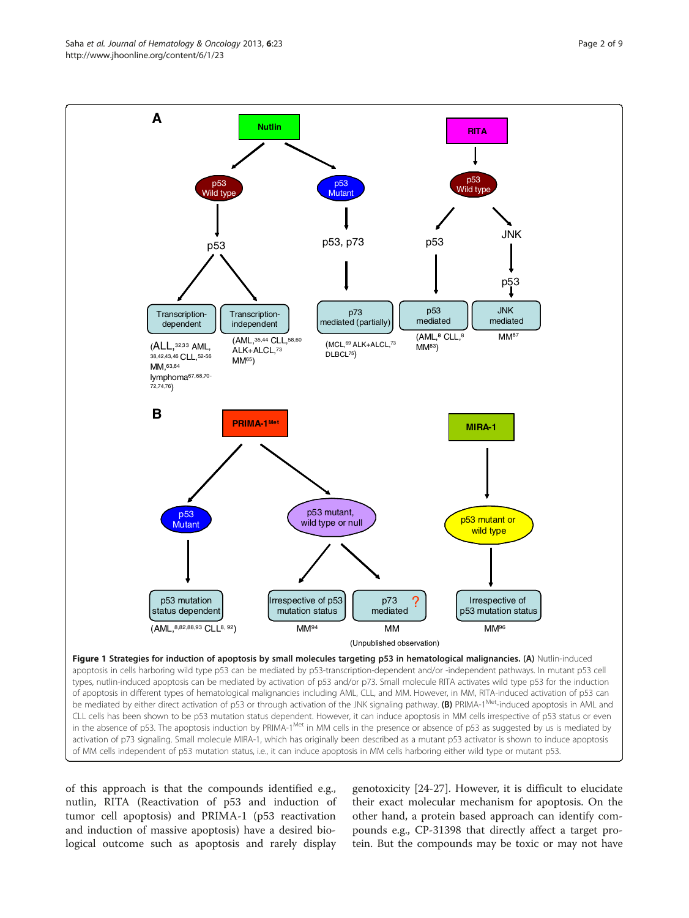**Figure 1 Strategies for induction of apoptosis by small molecules targeting p53 in hematological malignancies. (A)** Nutlin-induced apoptosis in cells harboring wild type p53 can be mediated by p53-transcription-dependent and/or -independent pathways. In mutant p53 cell types, nutlin-induced apoptosis can be mediated by activation of p53 and/or p73. Small molecule RITA activates wild type p53 for the induction of apoptosis in different types of hematological malignancies including AML, CLL, and MM. However, in MM, RITA-induced activation of p53 can be mediated by either direct activation of p53 or through activation of the JNK signaling pathway. **(B)** PRIMA-1[Met]-induced apoptosis in AML and CLL cells has been shown to be p53 mutation status dependent. However, it can induce apoptosis in MM cells irrespective of p53 status or even in the absence of p53. The apoptosis induction by PRIMA-1[Met] in MM cells in the presence or absence of p53 as suggested by us is mediated by activation of p73 signaling. Small molecule MIRA-1, which has originally been described as a mutant p53 activator is shown to induce apoptosis of MM cells independent of p53 mutation status, i.e., it can induce apoptosis in MM cells harboring either wild type or mutant p53.

of this approach is that the compounds identified e.g., nutlin, RITA (Reactivation of p53 and induction of tumor cell apoptosis) and PRIMA-1 (p53 reactivation and induction of massive apoptosis) have a desired biological outcome such as apoptosis and rarely display genotoxicity [24-27]. However, it is difficult to elucidate their exact molecular mechanism for apoptosis. On the other hand, a protein based approach can identify compounds e.g., CP-31398 that directly affect a target protein. But the compounds may be toxic or may not have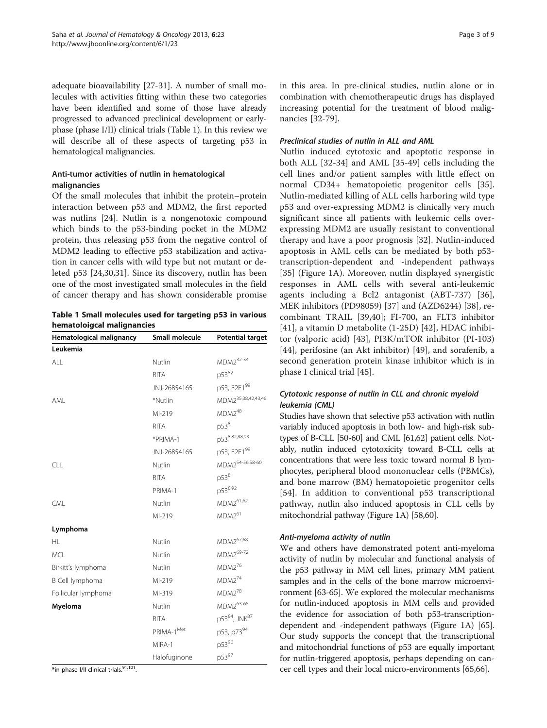adequate bioavailability [27-31]. A number of small molecules with activities fitting within these two categories have been identified and some of those have already progressed to advanced preclinical development or early-phase (phase I/II) clinical trials (Table 1). In this review we will describe all of these aspects of targeting p53 in hematological malignancies.

### Anti-tumor activities of nutlin in hematological malignancies

Of the small molecules that inhibit the protein–protein interaction between p53 and MDM2, the first reported was nutlins [24]. Nutlin is a nongenotoxic compound which binds to the p53-binding pocket in the MDM2 protein, thus releasing p53 from the negative control of MDM2 leading to effective p53 stabilization and activation in cancer cells with wild type but not mutant or deleted p53 [24,30,31]. Since its discovery, nutlin has been one of the most investigated small molecules in the field of cancer therapy and has shown considerable promise in this area. In pre-clinical studies, nutlin alone or in combination with chemotherapeutic drugs has displayed increasing potential for the treatment of blood malignancies [32-79].

**Table 1 Small molecules used for targeting p53 in various hematoloigcal malignancies**

| Hematological malignancy | Small molecule | Potential target |
|---|---|---|
| **Leukemia** | | |
| ALL | Nutlin | MDM2[32-34] |
| | RITA | p53[82] |
| | JNJ-26854165 | p53, E2F1[99] |
| AML | *Nutlin | MDM2[35,38,42,43,46] |
| | MI-219 | MDM2[48] |
| | RITA | p53[8] |
| | *PRIMA-1 | p53[8,82,88,93] |
| | JNJ-26854165 | p53, E2F1[99] |
| CLL | Nutlin | MDM2[54-56,58-60] |
| | RITA | p53[8] |
| | PRIMA-1 | p53[8,92] |
| CML | Nutlin | MDM2[61,62] |
| | MI-219 | MDM2[61] |
| **Lymphoma** | | |
| HL | Nutlin | MDM2[67,68] |
| MCL | Nutlin | MDM2[69-72] |
| Birkitt's lymphoma | Nutlin | MDM2[76] |
| B Cell lymphoma | MI-219 | MDM2[74] |
| Follicular lymphoma | MI-319 | MDM2[78] |
| **Myeloma** | Nutlin | MDM2[63-65] |
| | RITA | p53[84], JNK[87] |
| | PRIMA-1[Met] | p53, p73[94] |
| | MIRA-1 | p53[96] |
| | Halofuginone | p53[97] |

*in phase I/II clinical trials.[91,101].

#### *Preclinical studies of nutlin in ALL and AML*

Nutlin induced cytotoxic and apoptotic response in both ALL [32-34] and AML [35-49] cells including the cell lines and/or patient samples with little effect on normal CD34+ hematopoietic progenitor cells [35]. Nutlin-mediated killing of ALL cells harboring wild type p53 and over-expressing MDM2 is clinically very much significant since all patients with leukemic cells over-expressing MDM2 are usually resistant to conventional therapy and have a poor prognosis [32]. Nutlin-induced apoptosis in AML cells can be mediated by both p53-transcription-dependent and -independent pathways [35] (Figure 1A). Moreover, nutlin displayed synergistic responses in AML cells with several anti-leukemic agents including a Bcl2 antagonist (ABT-737) [36], MEK inhibitors (PD98059) [37] and (AZD6244) [38], recombinant TRAIL [39,40]; FI-700, an FLT3 inhibitor [41], a vitamin D metabolite (1-25D) [42], HDAC inhibitor (valporic acid) [43], PI3K/mTOR inhibitor (PI-103) [44], perifosine (an Akt inhibitor) [49], and sorafenib, a second generation protein kinase inhibitor which is in phase I clinical trial [45].

#### *Cytotoxic response of nutlin in CLL and chronic myeloid leukemia (CML)*

Studies have shown that selective p53 activation with nutlin variably induced apoptosis in both low- and high-risk subtypes of B-CLL [50-60] and CML [61,62] patient cells. Notably, nutlin induced cytotoxicity toward B-CLL cells at concentrations that were less toxic toward normal B lymphocytes, peripheral blood mononuclear cells (PBMCs), and bone marrow (BM) hematopoietic progenitor cells [54]. In addition to conventional p53 transcriptional pathway, nutlin also induced apoptosis in CLL cells by mitochondrial pathway (Figure 1A) [58,60].

#### *Anti-myeloma activity of nutlin*

We and others have demonstrated potent anti-myeloma activity of nutlin by molecular and functional analysis of the p53 pathway in MM cell lines, primary MM patient samples and in the cells of the bone marrow microenvironment [63-65]. We explored the molecular mechanisms for nutlin-induced apoptosis in MM cells and provided the evidence for association of both p53-transcription-dependent and -independent pathways (Figure 1A) [65]. Our study supports the concept that the transcriptional and mitochondrial functions of p53 are equally important for nutlin-triggered apoptosis, perhaps depending on cancer cell types and their local micro-environments [65,66].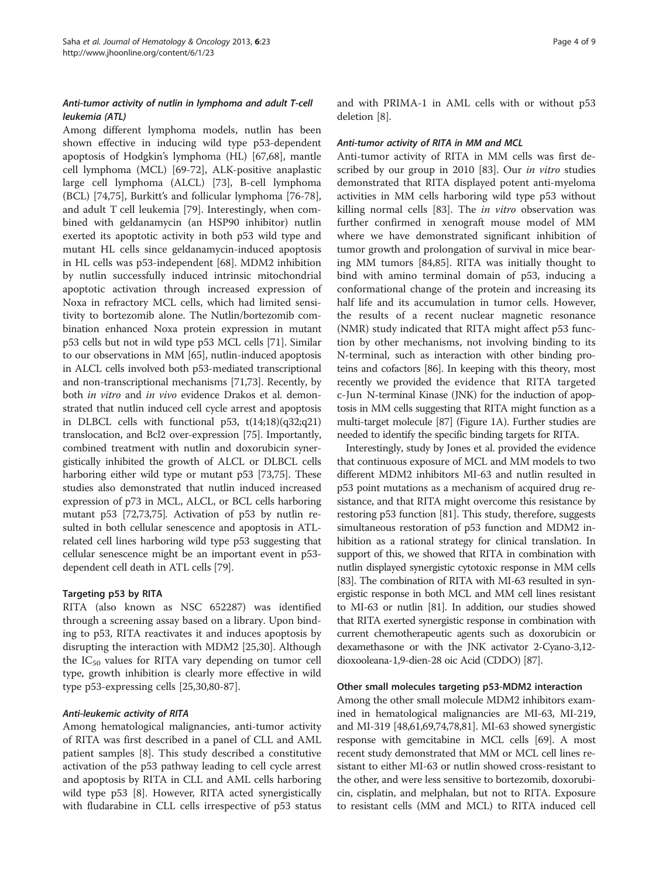### *Anti-tumor activity of nutlin in lymphoma and adult T-cell leukemia (ATL)*

Among different lymphoma models, nutlin has been shown effective in inducing wild type p53-dependent apoptosis of Hodgkin's lymphoma (HL) [67,68], mantle cell lymphoma (MCL) [69-72], ALK-positive anaplastic large cell lymphoma (ALCL) [73], B-cell lymphoma (BCL) [74,75], Burkitt's and follicular lymphoma [76-78], and adult T cell leukemia [79]. Interestingly, when combined with geldanamycin (an HSP90 inhibitor) nutlin exerted its apoptotic activity in both p53 wild type and mutant HL cells since geldanamycin-induced apoptosis in HL cells was p53-independent [68]. MDM2 inhibition by nutlin successfully induced intrinsic mitochondrial apoptotic activation through increased expression of Noxa in refractory MCL cells, which had limited sensitivity to bortezomib alone. The Nutlin/bortezomib combination enhanced Noxa protein expression in mutant p53 cells but not in wild type p53 MCL cells [71]. Similar to our observations in MM [65], nutlin-induced apoptosis in ALCL cells involved both p53-mediated transcriptional and non-transcriptional mechanisms [71,73]. Recently, by both *in vitro* and *in vivo* evidence Drakos et al. demonstrated that nutlin induced cell cycle arrest and apoptosis in DLBCL cells with functional p53, t(14;18)(q32;q21) translocation, and Bcl2 over-expression [75]. Importantly, combined treatment with nutlin and doxorubicin synergistically inhibited the growth of ALCL or DLBCL cells harboring either wild type or mutant p53 [73,75]. These studies also demonstrated that nutlin induced increased expression of p73 in MCL, ALCL, or BCL cells harboring mutant p53 [72,73,75]. Activation of p53 by nutlin resulted in both cellular senescence and apoptosis in ATL-related cell lines harboring wild type p53 suggesting that cellular senescence might be an important event in p53-dependent cell death in ATL cells [79].

## Targeting p53 by RITA

RITA (also known as NSC 652287) was identified through a screening assay based on a library. Upon binding to p53, RITA reactivates it and induces apoptosis by disrupting the interaction with MDM2 [25,30]. Although the $IC_{50}$ values for RITA vary depending on tumor cell type, growth inhibition is clearly more effective in wild type p53-expressing cells [25,30,80-87].

### *Anti-leukemic activity of RITA*

Among hematological malignancies, anti-tumor activity of RITA was first described in a panel of CLL and AML patient samples [8]. This study described a constitutive activation of the p53 pathway leading to cell cycle arrest and apoptosis by RITA in CLL and AML cells harboring wild type p53 [8]. However, RITA acted synergistically with fludarabine in CLL cells irrespective of p53 status and with PRIMA-1 in AML cells with or without p53 deletion [8].

### *Anti-tumor activity of RITA in MM and MCL*

Anti-tumor activity of RITA in MM cells was first described by our group in 2010 [83]. Our *in vitro* studies demonstrated that RITA displayed potent anti-myeloma activities in MM cells harboring wild type p53 without killing normal cells [83]. The *in vitro* observation was further confirmed in xenograft mouse model of MM where we have demonstrated significant inhibition of tumor growth and prolongation of survival in mice bearing MM tumors [84,85]. RITA was initially thought to bind with amino terminal domain of p53, inducing a conformational change of the protein and increasing its half life and its accumulation in tumor cells. However, the results of a recent nuclear magnetic resonance (NMR) study indicated that RITA might affect p53 function by other mechanisms, not involving binding to its N-terminal, such as interaction with other binding proteins and cofactors [86]. In keeping with this theory, most recently we provided the evidence that RITA targeted c-Jun N-terminal Kinase (JNK) for the induction of apoptosis in MM cells suggesting that RITA might function as a multi-target molecule [87] (Figure 1A). Further studies are needed to identify the specific binding targets for RITA.

Interestingly, study by Jones et al. provided the evidence that continuous exposure of MCL and MM models to two different MDM2 inhibitors MI-63 and nutlin resulted in p53 point mutations as a mechanism of acquired drug resistance, and that RITA might overcome this resistance by restoring p53 function [81]. This study, therefore, suggests simultaneous restoration of p53 function and MDM2 inhibition as a rational strategy for clinical translation. In support of this, we showed that RITA in combination with nutlin displayed synergistic cytotoxic response in MM cells [83]. The combination of RITA with MI-63 resulted in synergistic response in both MCL and MM cell lines resistant to MI-63 or nutlin [81]. In addition, our studies showed that RITA exerted synergistic response in combination with current chemotherapeutic agents such as doxorubicin or dexamethasone or with the JNK activator 2-Cyano-3,12-dioxooleana-1,9-dien-28 oic Acid (CDDO) [87].

## Other small molecules targeting p53-MDM2 interaction

Among the other small molecule MDM2 inhibitors examined in hematological malignancies are MI-63, MI-219, and MI-319 [48,61,69,74,78,81]. MI-63 showed synergistic response with gemcitabine in MCL cells [69]. A most recent study demonstrated that MM or MCL cell lines resistant to either MI-63 or nutlin showed cross-resistant to the other, and were less sensitive to bortezomib, doxorubicin, cisplatin, and melphalan, but not to RITA. Exposure to resistant cells (MM and MCL) to RITA induced cell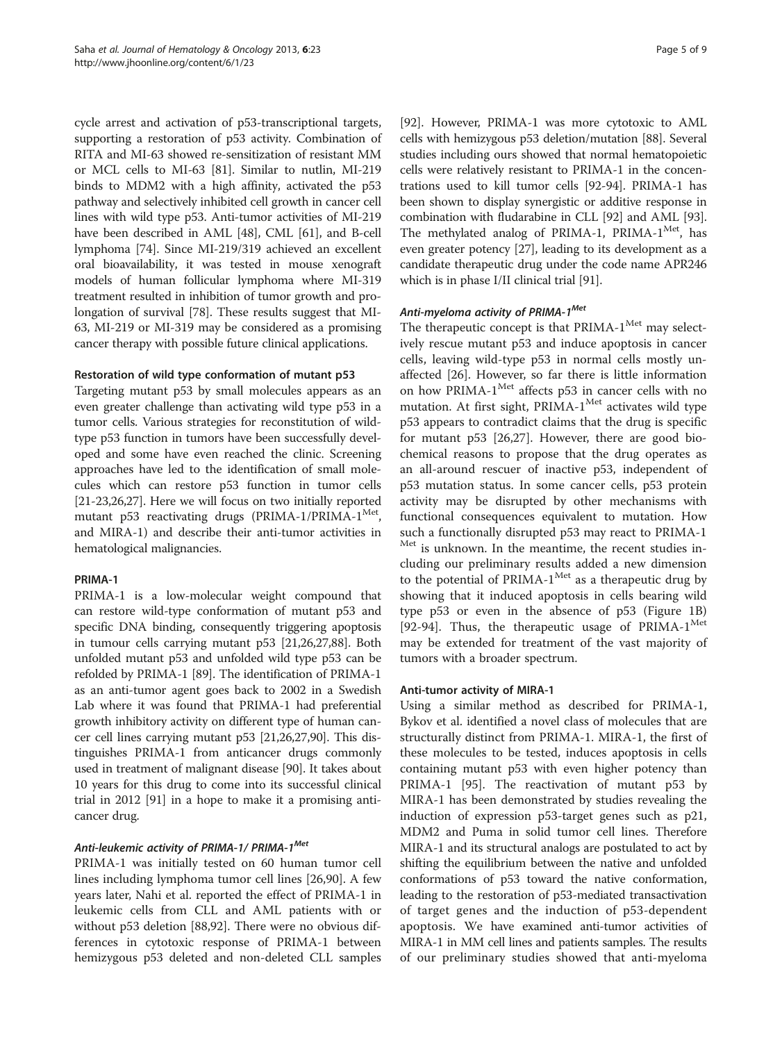cycle arrest and activation of p53-transcriptional targets, supporting a restoration of p53 activity. Combination of RITA and MI-63 showed re-sensitization of resistant MM or MCL cells to MI-63 [81]. Similar to nutlin, MI-219 binds to MDM2 with a high affinity, activated the p53 pathway and selectively inhibited cell growth in cancer cell lines with wild type p53. Anti-tumor activities of MI-219 have been described in AML [48], CML [61], and B-cell lymphoma [74]. Since MI-219/319 achieved an excellent oral bioavailability, it was tested in mouse xenograft models of human follicular lymphoma where MI-319 treatment resulted in inhibition of tumor growth and prolongation of survival [78]. These results suggest that MI-63, MI-219 or MI-319 may be considered as a promising cancer therapy with possible future clinical applications.

### Restoration of wild type conformation of mutant p53

Targeting mutant p53 by small molecules appears as an even greater challenge than activating wild type p53 in a tumor cells. Various strategies for reconstitution of wild-type p53 function in tumors have been successfully developed and some have even reached the clinic. Screening approaches have led to the identification of small molecules which can restore p53 function in tumor cells [21-23,26,27]. Here we will focus on two initially reported mutant p53 reactivating drugs (PRIMA-1/PRIMA-1$^{Met}$, and MIRA-1) and describe their anti-tumor activities in hematological malignancies.

### PRIMA-1

PRIMA-1 is a low-molecular weight compound that can restore wild-type conformation of mutant p53 and specific DNA binding, consequently triggering apoptosis in tumour cells carrying mutant p53 [21,26,27,88]. Both unfolded mutant p53 and unfolded wild type p53 can be refolded by PRIMA-1 [89]. The identification of PRIMA-1 as an anti-tumor agent goes back to 2002 in a Swedish Lab where it was found that PRIMA-1 had preferential growth inhibitory activity on different type of human cancer cell lines carrying mutant p53 [21,26,27,90]. This distinguishes PRIMA-1 from anticancer drugs commonly used in treatment of malignant disease [90]. It takes about 10 years for this drug to come into its successful clinical trial in 2012 [91] in a hope to make it a promising anticancer drug.

#### *Anti-leukemic activity of PRIMA-1/ PRIMA-1$^{Met}$*

PRIMA-1 was initially tested on 60 human tumor cell lines including lymphoma tumor cell lines [26,90]. A few years later, Nahi et al. reported the effect of PRIMA-1 in leukemic cells from CLL and AML patients with or without p53 deletion [88,92]. There were no obvious differences in cytotoxic response of PRIMA-1 between hemizygous p53 deleted and non-deleted CLL samples [92]. However, PRIMA-1 was more cytotoxic to AML cells with hemizygous p53 deletion/mutation [88]. Several studies including ours showed that normal hematopoietic cells were relatively resistant to PRIMA-1 in the concentrations used to kill tumor cells [92-94]. PRIMA-1 has been shown to display synergistic or additive response in combination with fludarabine in CLL [92] and AML [93]. The methylated analog of PRIMA-1, PRIMA-1$^{Met}$, has even greater potency [27], leading to its development as a candidate therapeutic drug under the code name APR246 which is in phase I/II clinical trial [91].

#### *Anti-myeloma activity of PRIMA-1$^{Met}$*

The therapeutic concept is that PRIMA-1$^{Met}$ may selectively rescue mutant p53 and induce apoptosis in cancer cells, leaving wild-type p53 in normal cells mostly unaffected [26]. However, so far there is little information on how PRIMA-1$^{Met}$ affects p53 in cancer cells with no mutation. At first sight, PRIMA-1$^{Met}$ activates wild type p53 appears to contradict claims that the drug is specific for mutant p53 [26,27]. However, there are good biochemical reasons to propose that the drug operates as an all-around rescuer of inactive p53, independent of p53 mutation status. In some cancer cells, p53 protein activity may be disrupted by other mechanisms with functional consequences equivalent to mutation. How such a functionally disrupted p53 may react to PRIMA-1$^{Met}$ is unknown. In the meantime, the recent studies including our preliminary results added a new dimension to the potential of PRIMA-1$^{Met}$ as a therapeutic drug by showing that it induced apoptosis in cells bearing wild type p53 or even in the absence of p53 (Figure 1B) [92-94]. Thus, the therapeutic usage of PRIMA-1$^{Met}$ may be extended for treatment of the vast majority of tumors with a broader spectrum.

### Anti-tumor activity of MIRA-1

Using a similar method as described for PRIMA-1, Bykov et al. identified a novel class of molecules that are structurally distinct from PRIMA-1. MIRA-1, the first of these molecules to be tested, induces apoptosis in cells containing mutant p53 with even higher potency than PRIMA-1 [95]. The reactivation of mutant p53 by MIRA-1 has been demonstrated by studies revealing the induction of expression p53-target genes such as p21, MDM2 and Puma in solid tumor cell lines. Therefore MIRA-1 and its structural analogs are postulated to act by shifting the equilibrium between the native and unfolded conformations of p53 toward the native conformation, leading to the restoration of p53-mediated transactivation of target genes and the induction of p53-dependent apoptosis. We have examined anti-tumor activities of MIRA-1 in MM cell lines and patients samples. The results of our preliminary studies showed that anti-myeloma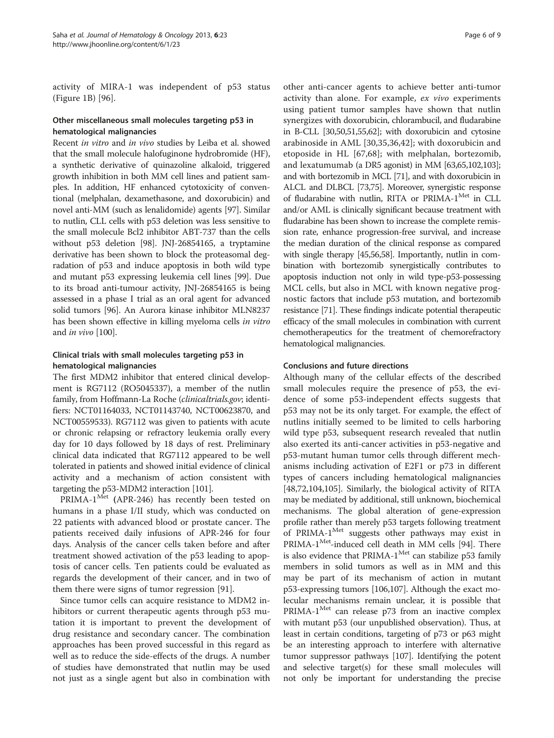activity of MIRA-1 was independent of p53 status (Figure 1B) [96].

### Other miscellaneous small molecules targeting p53 in hematological malignancies

Recent *in vitro* and *in vivo* studies by Leiba et al. showed that the small molecule halofuginone hydrobromide (HF), a synthetic derivative of quinazoline alkaloid, triggered growth inhibition in both MM cell lines and patient samples. In addition, HF enhanced cytotoxicity of conventional (melphalan, dexamethasone, and doxorubicin) and novel anti-MM (such as lenalidomide) agents [97]. Similar to nutlin, CLL cells with p53 deletion was less sensitive to the small molecule Bcl2 inhibitor ABT-737 than the cells without p53 deletion [98]. JNJ-26854165, a tryptamine derivative has been shown to block the proteasomal degradation of p53 and induce apoptosis in both wild type and mutant p53 expressing leukemia cell lines [99]. Due to its broad anti-tumour activity, JNJ-26854165 is being assessed in a phase I trial as an oral agent for advanced solid tumors [96]. An Aurora kinase inhibitor MLN8237 has been shown effective in killing myeloma cells *in vitro* and *in vivo* [100].

### Clinical trials with small molecules targeting p53 in hematological malignancies

The first MDM2 inhibitor that entered clinical development is RG7112 (RO5045337), a member of the nutlin family, from Hoffmann-La Roche (*clinicaltrials.gov*; identifiers: NCT01164033, NCT01143740, NCT00623870, and NCT00559533). RG7112 was given to patients with acute or chronic relapsing or refractory leukemia orally every day for 10 days followed by 18 days of rest. Preliminary clinical data indicated that RG7112 appeared to be well tolerated in patients and showed initial evidence of clinical activity and a mechanism of action consistent with targeting the p53-MDM2 interaction [101].

PRIMA-1$^{Met}$ (APR-246) has recently been tested on humans in a phase I/II study, which was conducted on 22 patients with advanced blood or prostate cancer. The patients received daily infusions of APR-246 for four days. Analysis of the cancer cells taken before and after treatment showed activation of the p53 leading to apoptosis of cancer cells. Ten patients could be evaluated as regards the development of their cancer, and in two of them there were signs of tumor regression [91].

Since tumor cells can acquire resistance to MDM2 inhibitors or current therapeutic agents through p53 mutation it is important to prevent the development of drug resistance and secondary cancer. The combination approaches has been proved successful in this regard as well as to reduce the side-effects of the drugs. A number of studies have demonstrated that nutlin may be used not just as a single agent but also in combination with other anti-cancer agents to achieve better anti-tumor activity than alone. For example, *ex vivo* experiments using patient tumor samples have shown that nutlin synergizes with doxorubicin, chlorambucil, and fludarabine in B-CLL [30,50,51,55,62]; with doxorubicin and cytosine arabinoside in AML [30,35,36,42]; with doxorubicin and etoposide in HL [67,68]; with melphalan, bortezomib, and lexatumumab (a DR5 agonist) in MM [63,65,102,103]; and with bortezomib in MCL [71], and with doxorubicin in ALCL and DLBCL [73,75]. Moreover, synergistic response of fludarabine with nutlin, RITA or PRIMA-1$^{Met}$ in CLL and/or AML is clinically significant because treatment with fludarabine has been shown to increase the complete remission rate, enhance progression-free survival, and increase the median duration of the clinical response as compared with single therapy [45,56,58]. Importantly, nutlin in combination with bortezomib synergistically contributes to apoptosis induction not only in wild type-p53-possessing MCL cells, but also in MCL with known negative prognostic factors that include p53 mutation, and bortezomib resistance [71]. These findings indicate potential therapeutic efficacy of the small molecules in combination with current chemotherapeutics for the treatment of chemorefractory hematological malignancies.

### Conclusions and future directions

Although many of the cellular effects of the described small molecules require the presence of p53, the evidence of some p53-independent effects suggests that p53 may not be its only target. For example, the effect of nutlins initially seemed to be limited to cells harboring wild type p53, subsequent research revealed that nutlin also exerted its anti-cancer activities in p53-negative and p53-mutant human tumor cells through different mechanisms including activation of E2F1 or p73 in different types of cancers including hematological malignancies [48,72,104,105]. Similarly, the biological activity of RITA may be mediated by additional, still unknown, biochemical mechanisms. The global alteration of gene-expression profile rather than merely p53 targets following treatment of PRIMA-1$^{Met}$ suggests other pathways may exist in PRIMA-1$^{Met}$-induced cell death in MM cells [94]. There is also evidence that PRIMA-1$^{Met}$ can stabilize p53 family members in solid tumors as well as in MM and this may be part of its mechanism of action in mutant p53-expressing tumors [106,107]. Although the exact molecular mechanisms remain unclear, it is possible that PRIMA-1$^{Met}$ can release p73 from an inactive complex with mutant p53 (our unpublished observation). Thus, at least in certain conditions, targeting of p73 or p63 might be an interesting approach to interfere with alternative tumor suppressor pathways [107]. Identifying the potent and selective target(s) for these small molecules will not only be important for understanding the precise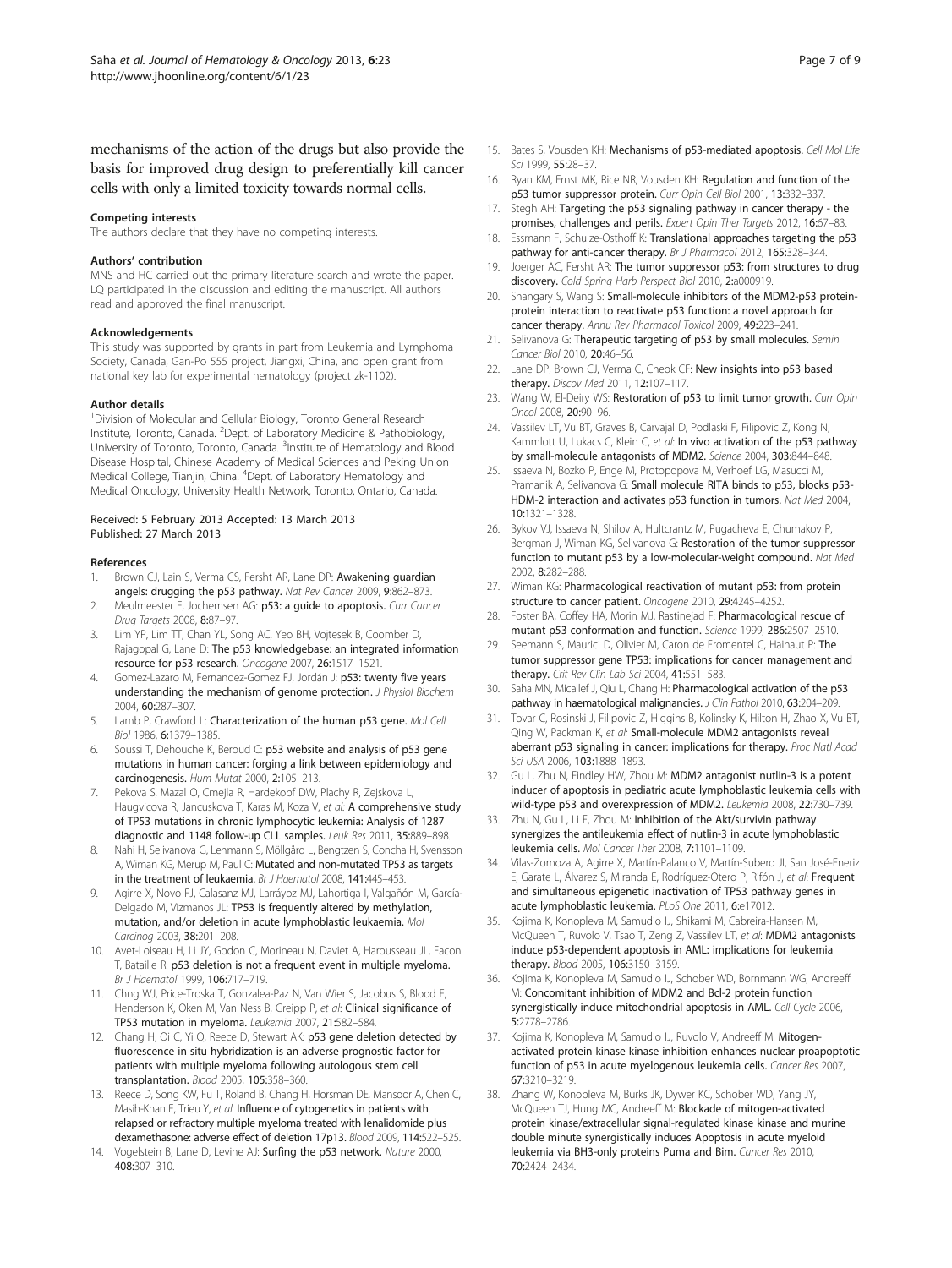mechanisms of the action of the drugs but also provide the basis for improved drug design to preferentially kill cancer cells with only a limited toxicity towards normal cells.

### Competing interests

The authors declare that they have no competing interests.

### Authors' contribution

MNS and HC carried out the primary literature search and wrote the paper. LQ participated in the discussion and editing the manuscript. All authors read and approved the final manuscript.

### Acknowledgements

This study was supported by grants in part from Leukemia and Lymphoma Society, Canada, Gan-Po 555 project, Jiangxi, China, and open grant from national key lab for experimental hematology (project zk-1102).

### Author details

[1]Division of Molecular and Cellular Biology, Toronto General Research Institute, Toronto, Canada. [2]Dept. of Laboratory Medicine & Pathobiology, University of Toronto, Toronto, Canada. [3]Institute of Hematology and Blood Disease Hospital, Chinese Academy of Medical Sciences and Peking Union Medical College, Tianjin, China. [4]Dept. of Laboratory Hematology and Medical Oncology, University Health Network, Toronto, Ontario, Canada.

Received: 5 February 2013 Accepted: 13 March 2013
Published: 27 March 2013

### References

1. Brown CJ, Lain S, Verma CS, Fersht AR, Lane DP: **Awakening guardian angels: drugging the p53 pathway.** *Nat Rev Cancer* 2009, **9:**862–873.
2. Meulmeester E, Jochemsen AG: **p53: a guide to apoptosis.** *Curr Cancer Drug Targets* 2008, **8:**87–97.
3. Lim YP, Lim TT, Chan YL, Song AC, Yeo BH, Vojtesek B, Coomber D, Rajagopal G, Lane D: **The p53 knowledgebase: an integrated information resource for p53 research.** *Oncogene* 2007, **26:**1517–1521.
4. Gomez-Lazaro M, Fernandez-Gomez FJ, Jordán J: **p53: twenty five years understanding the mechanism of genome protection.** *J Physiol Biochem* 2004, **60:**287–307.
5. Lamb P, Crawford L: **Characterization of the human p53 gene.** *Mol Cell Biol* 1986, **6:**1379–1385.
6. Soussi T, Dehouche K, Beroud C: **p53 website and analysis of p53 gene mutations in human cancer: forging a link between epidemiology and carcinogenesis.** *Hum Mutat* 2000, **2:**105–213.
7. Pekova S, Mazal O, Cmejla R, Hardekopf DW, Plachy R, Zejskova L, Haugvicova R, Jancuskova T, Karas M, Koza V, *et al*: **A comprehensive study of TP53 mutations in chronic lymphocytic leukemia: Analysis of 1287 diagnostic and 1148 follow-up CLL samples.** *Leuk Res* 2011, **35:**889–898.
8. Nahi H, Selivanova G, Lehmann S, Möllgård L, Bengtzen S, Concha H, Svensson A, Wiman KG, Merup M, Paul C: **Mutated and non-mutated TP53 as targets in the treatment of leukaemia.** *Br J Haematol* 2008, **141:**445–453.
9. Agirre X, Novo FJ, Calasanz MJ, Larráyoz MJ, Lahortiga I, Valgañón M, García-Delgado M, Vizmanos JL: **TP53 is frequently altered by methylation, mutation, and/or deletion in acute lymphoblastic leukaemia.** *Mol Carcinog* 2003, **38:**201–208.
10. Avet-Loiseau H, Li JY, Godon C, Morineau N, Daviet A, Harousseau JL, Facon T, Bataille R: **p53 deletion is not a frequent event in multiple myeloma.** *Br J Haematol* 1999, **106:**717–719.
11. Chng WJ, Price-Troska T, Gonzalea-Paz N, Van Wier S, Jacobus S, Blood E, Henderson K, Oken M, Van Ness B, Greipp P, *et al*: **Clinical significance of TP53 mutation in myeloma.** *Leukemia* 2007, **21:**582–584.
12. Chang H, Qi C, Yi Q, Reece D, Stewart AK: **p53 gene deletion detected by fluorescence in situ hybridization is an adverse prognostic factor for patients with multiple myeloma following autologous stem cell transplantation.** *Blood* 2005, **105:**358–360.
13. Reece D, Song KW, Fu T, Roland B, Chang H, Horsman DE, Mansoor A, Chen C, Masih-Khan E, Trieu Y, *et al*: **Influence of cytogenetics in patients with relapsed or refractory multiple myeloma treated with lenalidomide plus dexamethasone: adverse effect of deletion 17p13.** *Blood* 2009, **114:**522–525.
14. Vogelstein B, Lane D, Levine AJ: **Surfing the p53 network.** *Nature* 2000, **408:**307–310.
15. Bates S, Vousden KH: **Mechanisms of p53-mediated apoptosis.** *Cell Mol Life Sci* 1999, **55:**28–37.
16. Ryan KM, Ernst MK, Rice NR, Vousden KH: **Regulation and function of the p53 tumor suppressor protein.** *Curr Opin Cell Biol* 2001, **13:**332–337.
17. Stegh AH: **Targeting the p53 signaling pathway in cancer therapy - the promises, challenges and perils.** *Expert Opin Ther Targets* 2012, **16:**67–83.
18. Essmann F, Schulze-Osthoff K: **Translational approaches targeting the p53 pathway for anti-cancer therapy.** *Br J Pharmacol* 2012, **165:**328–344.
19. Joerger AC, Fersht AR: **The tumor suppressor p53: from structures to drug discovery.** *Cold Spring Harb Perspect Biol* 2010, **2:**a000919.
20. Shangary S, Wang S: **Small-molecule inhibitors of the MDM2-p53 protein-protein interaction to reactivate p53 function: a novel approach for cancer therapy.** *Annu Rev Pharmacol Toxicol* 2009, **49:**223–241.
21. Selivanova G: **Therapeutic targeting of p53 by small molecules.** *Semin Cancer Biol* 2010, **20:**46–56.
22. Lane DP, Brown CJ, Verma C, Cheok CF: **New insights into p53 based therapy.** *Discov Med* 2011, **12:**107–117.
23. Wang W, El-Deiry WS: **Restoration of p53 to limit tumor growth.** *Curr Opin Oncol* 2008, **20:**90–96.
24. Vassilev LT, Vu BT, Graves B, Carvajal D, Podlaski F, Filipovic Z, Kong N, Kammlott U, Lukacs C, Klein C, *et al*: **In vivo activation of the p53 pathway by small-molecule antagonists of MDM2.** *Science* 2004, **303:**844–848.
25. Issaeva N, Bozko P, Enge M, Protopopova M, Verhoef LG, Masucci M, Pramanik A, Selivanova G: **Small molecule RITA binds to p53, blocks p53-HDM-2 interaction and activates p53 function in tumors.** *Nat Med* 2004, **10:**1321–1328.
26. Bykov VJ, Issaeva N, Shilov A, Hultcrantz M, Pugacheva E, Chumakov P, Bergman J, Wiman KG, Selivanova G: **Restoration of the tumor suppressor function to mutant p53 by a low-molecular-weight compound.** *Nat Med* 2002, **8:**282–288.
27. Wiman KG: **Pharmacological reactivation of mutant p53: from protein structure to cancer patient.** *Oncogene* 2010, **29:**4245–4252.
28. Foster BA, Coffey HA, Morin MJ, Rastinejad F: **Pharmacological rescue of mutant p53 conformation and function.** *Science* 1999, **286:**2507–2510.
29. Seemann S, Maurici D, Olivier M, Caron de Fromentel C, Hainaut P: **The tumor suppressor gene TP53: implications for cancer management and therapy.** *Crit Rev Clin Lab Sci* 2004, **41:**551–583.
30. Saha MN, Micallef J, Qiu L, Chang H: **Pharmacological activation of the p53 pathway in haematological malignancies.** *J Clin Pathol* 2010, **63:**204–209.
31. Tovar C, Rosinski J, Filipovic Z, Higgins B, Kolinsky K, Hilton H, Zhao X, Vu BT, Qing W, Packman K, *et al*: **Small-molecule MDM2 antagonists reveal aberrant p53 signaling in cancer: implications for therapy.** *Proc Natl Acad Sci USA* 2006, **103:**1888–1893.
32. Gu L, Zhu N, Findley HW, Zhou M: **MDM2 antagonist nutlin-3 is a potent inducer of apoptosis in pediatric acute lymphoblastic leukemia cells with wild-type p53 and overexpression of MDM2.** *Leukemia* 2008, **22:**730–739.
33. Zhu N, Gu L, Li F, Zhou M: **Inhibition of the Akt/survivin pathway synergizes the antileukemia effect of nutlin-3 in acute lymphoblastic leukemia cells.** *Mol Cancer Ther* 2008, **7:**1101–1109.
34. Vilas-Zornoza A, Agirre X, Martín-Palanco V, Martín-Subero JI, San José-Eneriz E, Garate L, Álvarez S, Miranda E, Rodríguez-Otero P, Rifón J, *et al*: **Frequent and simultaneous epigenetic inactivation of TP53 pathway genes in acute lymphoblastic leukemia.** *PLoS One* 2011, **6:**e17012.
35. Kojima K, Konopleva M, Samudio IJ, Shikami M, Cabreira-Hansen M, McQueen T, Ruvolo V, Tsao T, Zeng Z, Vassilev LT, *et al*: **MDM2 antagonists induce p53-dependent apoptosis in AML: implications for leukemia therapy.** *Blood* 2005, **106:**3150–3159.
36. Kojima K, Konopleva M, Samudio IJ, Schober WD, Bornmann WG, Andreeff M: **Concomitant inhibition of MDM2 and Bcl-2 protein function synergistically induce mitochondrial apoptosis in AML.** *Cell Cycle* 2006, **5:**2778–2786.
37. Kojima K, Konopleva M, Samudio IJ, Ruvolo V, Andreeff M: **Mitogen-activated protein kinase kinase inhibition enhances nuclear proapoptotic function of p53 in acute myelogenous leukemia cells.** *Cancer Res* 2007, **67:**3210–3219.
38. Zhang W, Konopleva M, Burks JK, Dywer KC, Schober WD, Yang JY, McQueen TJ, Hung MC, Andreeff M: **Blockade of mitogen-activated protein kinase/extracellular signal-regulated kinase kinase and murine double minute synergistically induces Apoptosis in acute myeloid leukemia via BH3-only proteins Puma and Bim.** *Cancer Res* 2010, **70:**2424–2434.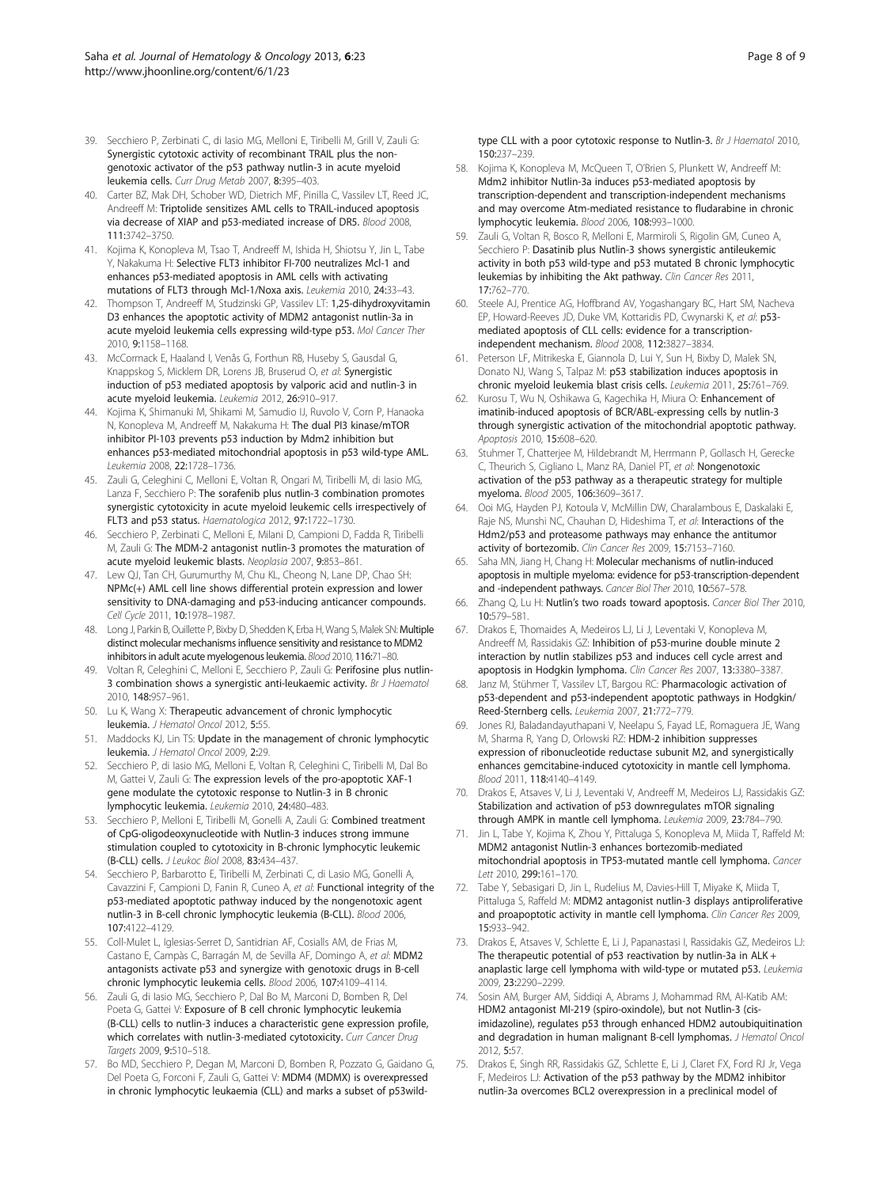39. Secchiero P, Zerbinati C, di Iasio MG, Melloni E, Tiribelli M, Grill V, Zauli G: Synergistic cytotoxic activity of recombinant TRAIL plus the non-genotoxic activator of the p53 pathway nutlin-3 in acute myeloid leukemia cells. *Curr Drug Metab* 2007, 8:395–403.
40. Carter BZ, Mak DH, Schober WD, Dietrich MF, Pinilla C, Vassilev LT, Reed JC, Andreeff M: Triptolide sensitizes AML cells to TRAIL-induced apoptosis via decrease of XIAP and p53-mediated increase of DR5. *Blood* 2008, 111:3742–3750.
41. Kojima K, Konopleva M, Tsao T, Andreeff M, Ishida H, Shiotsu Y, Jin L, Tabe Y, Nakakuma H: Selective FLT3 inhibitor FI-700 neutralizes Mcl-1 and enhances p53-mediated apoptosis in AML cells with activating mutations of FLT3 through Mcl-1/Noxa axis. *Leukemia* 2010, 24:33–43.
42. Thompson T, Andreeff M, Studzinski GP, Vassilev LT: 1,25-dihydroxyvitamin D3 enhances the apoptotic activity of MDM2 antagonist nutlin-3a in acute myeloid leukemia cells expressing wild-type p53. *Mol Cancer Ther* 2010, 9:1158–1168.
43. McCormack E, Haaland I, Venås G, Forthun RB, Huseby S, Gausdal G, Knappskog S, Micklem DR, Lorens JB, Bruserud O, *et al*: Synergistic induction of p53 mediated apoptosis by valproic acid and nutlin-3 in acute myeloid leukemia. *Leukemia* 2012, 26:910–917.
44. Kojima K, Shimanuki M, Shikami M, Samudio IJ, Ruvolo V, Corn P, Hanaoka N, Konopleva M, Andreeff M, Nakakuma H: The dual PI3 kinase/mTOR inhibitor PI-103 prevents p53 induction by Mdm2 inhibition but enhances p53-mediated mitochondrial apoptosis in p53 wild-type AML. *Leukemia* 2008, 22:1728–1736.
45. Zauli G, Celeghini C, Melloni E, Voltan R, Ongari M, Tiribelli M, di Iasio MG, Lanza F, Secchiero P: The sorafenib plus nutlin-3 combination promotes synergistic cytotoxicity in acute myeloid leukemic cells irrespectively of FLT3 and p53 status. *Haematologica* 2012, 97:1722–1730.
46. Secchiero P, Zerbinati C, Melloni E, Milani D, Campioni D, Fadda R, Tiribelli M, Zauli G: The MDM-2 antagonist nutlin-3 promotes the maturation of acute myeloid leukemic blasts. *Neoplasia* 2007, 9:853–861.
47. Lew QJ, Tan CH, Gurumurthy M, Chu KL, Cheong N, Lane DP, Chao SH: NPMc(+) AML cell line shows differential protein expression and lower sensitivity to DNA-damaging and p53-inducing anticancer compounds. *Cell Cycle* 2011, 10:1978–1987.
48. Long J, Parkin B, Ouillette P, Bixby D, Shedden K, Erba H, Wang S, Malek SN: Multiple distinct molecular mechanisms influence sensitivity and resistance to MDM2 inhibitors in adult acute myelogenous leukemia. *Blood* 2010, 116:71–80.
49. Voltan R, Celeghini C, Melloni E, Secchiero P, Zauli G: Perifosine plus nutlin-3 combination shows a synergistic anti-leukaemic activity. *Br J Haematol* 2010, 148:957–961.
50. Lu K, Wang X: Therapeutic advancement of chronic lymphocytic leukemia. *J Hematol Oncol* 2012, 5:55.
51. Maddocks KJ, Lin TS: Update in the management of chronic lymphocytic leukemia. *J Hematol Oncol* 2009, 2:29.
52. Secchiero P, di Iasio MG, Melloni E, Voltan R, Celeghini C, Tiribelli M, Dal Bo M, Gattei V, Zauli G: The expression levels of the pro-apoptotic XAF-1 gene modulate the cytotoxic response to Nutlin-3 in B chronic lymphocytic leukemia. *Leukemia* 2010, 24:480–483.
53. Secchiero P, Melloni E, Tiribelli M, Gonelli A, Zauli G: Combined treatment of CpG-oligodeoxynucleotide with Nutlin-3 induces strong immune stimulation coupled to cytotoxicity in B-chronic lymphocytic leukemic (B-CLL) cells. *J Leukoc Biol* 2008, 83:434–437.
54. Secchiero P, Barbarotto E, Tiribelli M, Zerbinati C, di Lasio MG, Gonelli A, Cavazzini F, Campioni D, Fanin R, Cuneo A, *et al*: Functional integrity of the p53-mediated apoptotic pathway induced by the nongenotoxic agent nutlin-3 in B-cell chronic lymphocytic leukemia (B-CLL). *Blood* 2006, 107:4122–4129.
55. Coll-Mulet L, Iglesias-Serret D, Santidrian AF, Cosialls AM, de Frias M, Castano E, Campàs C, Barragán M, de Sevilla AF, Domingo A, *et al*: MDM2 antagonists activate p53 and synergize with genotoxic drugs in B-cell chronic lymphocytic leukemia cells. *Blood* 2006, 107:4109–4114.
56. Zauli G, di Iasio MG, Secchiero P, Dal Bo M, Marconi D, Bomben R, Del Poeta G, Gattei V: Exposure of B cell chronic lymphocytic leukemia (B-CLL) cells to nutlin-3 induces a characteristic gene expression profile, which correlates with nutlin-3-mediated cytotoxicity. *Curr Cancer Drug Targets* 2009, 9:510–518.
57. Bo MD, Secchiero P, Degan M, Marconi D, Bomben R, Pozzato G, Gaidano G, Del Poeta G, Forconi F, Zauli G, Gattei V: MDM4 (MDMX) is overexpressed in chronic lymphocytic leukaemia (CLL) and marks a subset of p53wild-type CLL with a poor cytotoxic response to Nutlin-3. *Br J Haematol* 2010, 150:237–239.
58. Kojima K, Konopleva M, McQueen T, O'Brien S, Plunkett W, Andreeff M: Mdm2 inhibitor Nutlin-3a induces p53-mediated apoptosis by transcription-dependent and transcription-independent mechanisms and may overcome Atm-mediated resistance to fludarabine in chronic lymphocytic leukemia. *Blood* 2006, 108:993–1000.
59. Zauli G, Voltan R, Bosco R, Melloni E, Marmiroli S, Rigolin GM, Cuneo A, Secchiero P: Dasatinib plus Nutlin-3 shows synergistic antileukemic activity in both p53 wild-type and p53 mutated B chronic lymphocytic leukemias by inhibiting the Akt pathway. *Clin Cancer Res* 2011, 17:762–770.
60. Steele AJ, Prentice AG, Hoffbrand AV, Yogashangary BC, Hart SM, Nacheva EP, Howard-Reeves JD, Duke VM, Kottaridis PD, Cwynarski K, *et al*: p53-mediated apoptosis of CLL cells: evidence for a transcription-independent mechanism. *Blood* 2008, 112:3827–3834.
61. Peterson LF, Mitrikeska E, Giannola D, Lui Y, Sun H, Bixby D, Malek SN, Donato NJ, Wang S, Talpaz M: p53 stabilization induces apoptosis in chronic myeloid leukemia blast crisis cells. *Leukemia* 2011, 25:761–769.
62. Kurosu T, Wu N, Oshikawa G, Kagechika H, Miura O: Enhancement of imatinib-induced apoptosis of BCR/ABL-expressing cells by nutlin-3 through synergistic activation of the mitochondrial apoptotic pathway. *Apoptosis* 2010, 15:608–620.
63. Stuhmer T, Chatterjee M, Hildebrandt M, Herrmann P, Gollasch H, Gerecke C, Theurich S, Cigliano L, Manz RA, Daniel PT, *et al*: Nongenotoxic activation of the p53 pathway as a therapeutic strategy for multiple myeloma. *Blood* 2005, 106:3609–3617.
64. Ooi MG, Hayden PJ, Kotoula V, McMillin DW, Charalambous E, Daskalaki E, Raje NS, Munshi NC, Chauhan D, Hideshima T, *et al*: Interactions of the Hdm2/p53 and proteasome pathways may enhance the antitumor activity of bortezomib. *Clin Cancer Res* 2009, 15:7153–7160.
65. Saha MN, Jiang H, Chang H: Molecular mechanisms of nutlin-induced apoptosis in multiple myeloma: evidence for p53-transcription-dependent and -independent pathways. *Cancer Biol Ther* 2010, 10:567–578.
66. Zhang Q, Lu H: Nutlin's two roads toward apoptosis. *Cancer Biol Ther* 2010, 10:579–581.
67. Drakos E, Thomaides A, Medeiros LJ, Li J, Leventaki V, Konopleva M, Andreeff M, Rassidakis GZ: Inhibition of p53-murine double minute 2 interaction by nutlin stabilizes p53 and induces cell cycle arrest and apoptosis in Hodgkin lymphoma. *Clin Cancer Res* 2007, 13:3380–3387.
68. Janz M, Stühmer T, Vassilev LT, Bargou RC: Pharmacologic activation of p53-dependent and p53-independent apoptotic pathways in Hodgkin/Reed-Sternberg cells. *Leukemia* 2007, 21:772–779.
69. Jones RJ, Baladandayuthapani V, Neelapu S, Fayad LE, Romaguera JE, Wang M, Sharma R, Yang D, Orlowski RZ: HDM-2 inhibition suppresses expression of ribonucleotide reductase subunit M2, and synergistically enhances gemcitabine-induced cytotoxicity in mantle cell lymphoma. *Blood* 2011, 118:4140–4149.
70. Drakos E, Atsaves V, Li J, Leventaki V, Andreeff M, Medeiros LJ, Rassidakis GZ: Stabilization and activation of p53 downregulates mTOR signaling through AMPK in mantle cell lymphoma. *Leukemia* 2009, 23:784–790.
71. Jin L, Tabe Y, Kojima K, Zhou Y, Pittaluga S, Konopleva M, Miida T, Raffeld M: MDM2 antagonist Nutlin-3 enhances bortezomib-mediated mitochondrial apoptosis in TP53-mutated mantle cell lymphoma. *Cancer Lett* 2010, 299:161–170.
72. Tabe Y, Sebasigari D, Jin L, Rudelius M, Davies-Hill T, Miyake K, Miida T, Pittaluga S, Raffeld M: MDM2 antagonist nutlin-3 displays antiproliferative and proapoptotic activity in mantle cell lymphoma. *Clin Cancer Res* 2009, 15:933–942.
73. Drakos E, Atsaves V, Schlette E, Li J, Papanastasi I, Rassidakis GZ, Medeiros LJ: The therapeutic potential of p53 reactivation by nutlin-3a in ALK + anaplastic large cell lymphoma with wild-type or mutated p53. *Leukemia* 2009, 23:2290–2299.
74. Sosin AM, Burger AM, Siddiqi A, Abrams J, Mohammad RM, Al-Katib AM: HDM2 antagonist MI-219 (spiro-oxindole), but not Nutlin-3 (cis-imidazoline), regulates p53 through enhanced HDM2 autoubiquitination and degradation in human malignant B-cell lymphomas. *J Hematol Oncol* 2012, 5:57.
75. Drakos E, Singh RR, Rassidakis GZ, Schlette E, Li J, Claret FX, Ford RJ Jr, Vega F, Medeiros LJ: Activation of the p53 pathway by the MDM2 inhibitor nutlin-3a overcomes BCL2 overexpression in a preclinical model of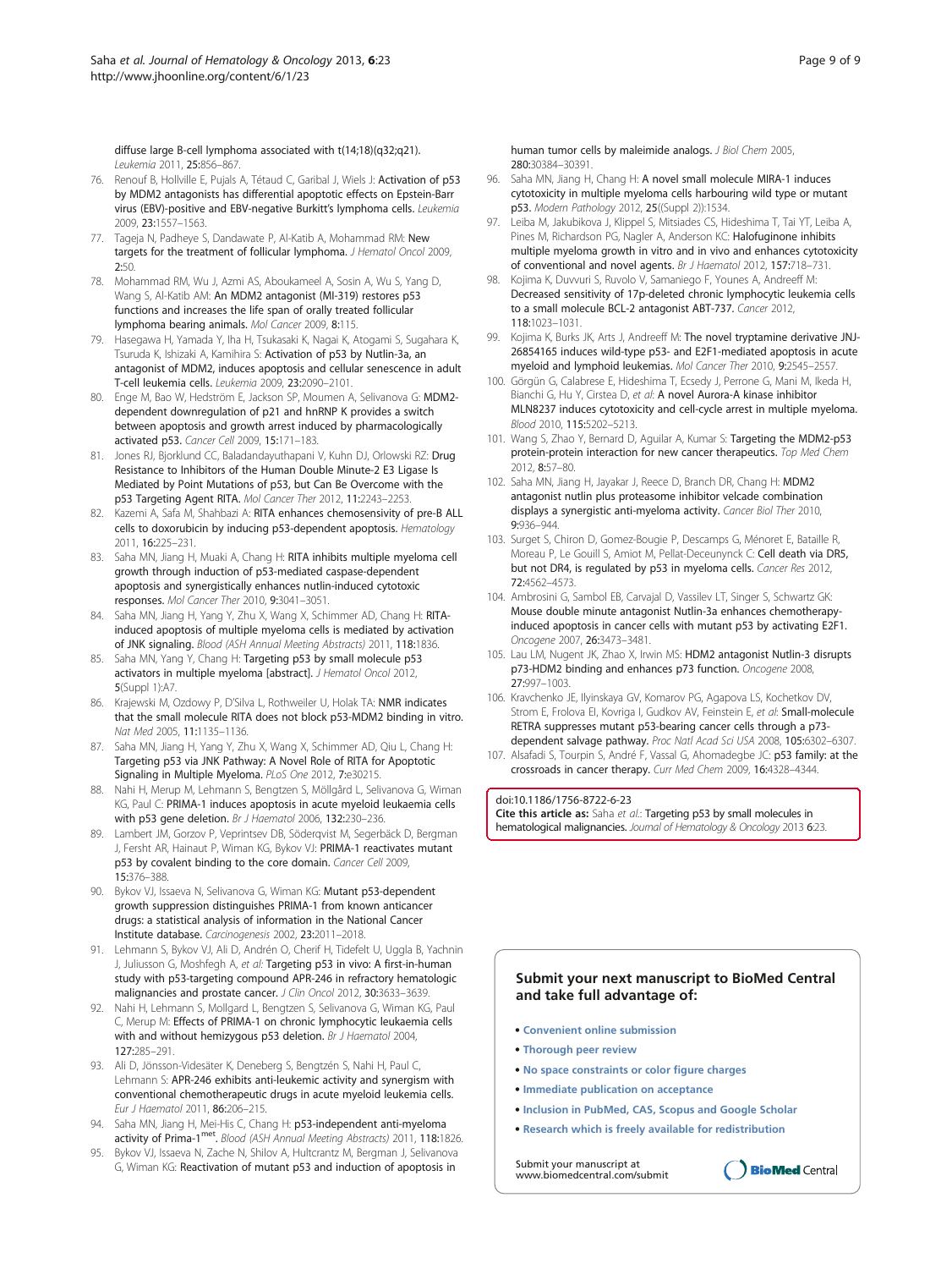diffuse large B-cell lymphoma associated with t(14;18)(q32;q21). *Leukemia* 2011, 25:856–867.

76. Renouf B, Hollville E, Pujals A, Tétaud C, Garibal J, Wiels J: Activation of p53 by MDM2 antagonists has differential apoptotic effects on Epstein-Barr virus (EBV)-positive and EBV-negative Burkitt's lymphoma cells. *Leukemia* 2009, 23:1557–1563.
77. Tageja N, Padheye S, Dandawate P, Al-Katib A, Mohammad RM: New targets for the treatment of follicular lymphoma. *J Hematol Oncol* 2009, 2:50.
78. Mohammad RM, Wu J, Azmi AS, Aboukameel A, Sosin A, Wu S, Yang D, Wang S, Al-Katib AM: An MDM2 antagonist (MI-319) restores p53 functions and increases the life span of orally treated follicular lymphoma bearing animals. *Mol Cancer* 2009, 8:115.
79. Hasegawa H, Yamada Y, Iha H, Tsukasaki K, Nagai K, Atogami S, Sugahara K, Tsuruda K, Ishizaki A, Kamihira S: Activation of p53 by Nutlin-3a, an antagonist of MDM2, induces apoptosis and cellular senescence in adult T-cell leukemia cells. *Leukemia* 2009, 23:2090–2101.
80. Enge M, Bao W, Hedström E, Jackson SP, Moumen A, Selivanova G: MDM2-dependent downregulation of p21 and hnRNP K provides a switch between apoptosis and growth arrest induced by pharmacologically activated p53. *Cancer Cell* 2009, 15:171–183.
81. Jones RJ, Bjorklund CC, Baladandayuthapani V, Kuhn DJ, Orlowski RZ: Drug Resistance to Inhibitors of the Human Double Minute-2 E3 Ligase Is Mediated by Point Mutations of p53, but Can Be Overcome with the p53 Targeting Agent RITA. *Mol Cancer Ther* 2012, 11:2243–2253.
82. Kazemi A, Safa M, Shahbazi A: RITA enhances chemosensivity of pre-B ALL cells to doxorubicin by inducing p53-dependent apoptosis. *Hematology* 2011, 16:225–231.
83. Saha MN, Jiang H, Muaki A, Chang H: RITA inhibits multiple myeloma cell growth through induction of p53-mediated caspase-dependent apoptosis and synergistically enhances nutlin-induced cytotoxic responses. *Mol Cancer Ther* 2010, 9:3041–3051.
84. Saha MN, Jiang H, Yang Y, Zhu X, Wang X, Schimmer AD, Chang H: RITA-induced apoptosis of multiple myeloma cells is mediated by activation of JNK signaling. *Blood (ASH Annual Meeting Abstracts)* 2011, 118:1836.
85. Saha MN, Yang Y, Chang H: Targeting p53 by small molecule p53 activators in multiple myeloma [abstract]. *J Hematol Oncol* 2012, 5(Suppl 1):A7.
86. Krajewski M, Ozdowy P, D'Silva L, Rothweiler U, Holak TA: NMR indicates that the small molecule RITA does not block p53-MDM2 binding in vitro. *Nat Med* 2005, 11:1135–1136.
87. Saha MN, Jiang H, Yang Y, Zhu X, Wang X, Schimmer AD, Qiu L, Chang H: Targeting p53 via JNK Pathway: A Novel Role of RITA for Apoptotic Signaling in Multiple Myeloma. *PLoS One* 2012, 7:e30215.
88. Nahi H, Merup M, Lehmann S, Bengtzen S, Möllgård L, Selivanova G, Wiman KG, Paul C: PRIMA-1 induces apoptosis in acute myeloid leukaemia cells with p53 gene deletion. *Br J Haematol* 2006, 132:230–236.
89. Lambert JM, Gorzov P, Veprintsev DB, Söderqvist M, Segerbäck D, Bergman J, Fersht AR, Hainaut P, Wiman KG, Bykov VJ: PRIMA-1 reactivates mutant p53 by covalent binding to the core domain. *Cancer Cell* 2009, 15:376–388.
90. Bykov VJ, Issaeva N, Selivanova G, Wiman KG: Mutant p53-dependent growth suppression distinguishes PRIMA-1 from known anticancer drugs: a statistical analysis of information in the National Cancer Institute database. *Carcinogenesis* 2002, 23:2011–2018.
91. Lehmann S, Bykov VJ, Ali D, Andrén O, Cherif H, Tidefelt U, Uggla B, Yachnin J, Juliusson G, Moshfegh A, *et al*: Targeting p53 in vivo: A first-in-human study with p53-targeting compound APR-246 in refractory hematologic malignancies and prostate cancer. *J Clin Oncol* 2012, 30:3633–3639.
92. Nahi H, Lehmann S, Mollgard L, Bengtzen S, Selivanova G, Wiman KG, Paul C, Merup M: Effects of PRIMA-1 on chronic lymphocytic leukaemia cells with and without hemizygous p53 deletion. *Br J Haematol* 2004, 127:285–291.
93. Ali D, Jönsson-Videsäter K, Deneberg S, Bengtzén S, Nahi H, Paul C, Lehmann S: APR-246 exhibits anti-leukemic activity and synergism with conventional chemotherapeutic drugs in acute myeloid leukemia cells. *Eur J Haematol* 2011, 86:206–215.
94. Saha MN, Jiang H, Mei-His C, Chang H: p53-independent anti-myeloma activity of Prima-1[met]. *Blood (ASH Annual Meeting Abstracts)* 2011, 118:1826.
95. Bykov VJ, Issaeva N, Zache N, Shilov A, Hultcrantz M, Bergman J, Selivanova G, Wiman KG: Reactivation of mutant p53 and induction of apoptosis in human tumor cells by maleimide analogs. *J Biol Chem* 2005, 280:30384–30391.
96. Saha MN, Jiang H, Chang H: A novel small molecule MIRA-1 induces cytotoxicity in multiple myeloma cells harbouring wild type or mutant p53. *Modern Pathology* 2012, 25((Suppl 2)):1534.
97. Leiba M, Jakubikova J, Klippel S, Mitsiades CS, Hideshima T, Tai YT, Leiba A, Pines M, Richardson PG, Nagler A, Anderson KC: Halofuginone inhibits multiple myeloma growth in vitro and in vivo and enhances cytotoxicity of conventional and novel agents. *Br J Haematol* 2012, 157:718–731.
98. Kojima K, Duvvuri S, Ruvolo V, Samaniego F, Younes A, Andreeff M: Decreased sensitivity of 17p-deleted chronic lymphocytic leukemia cells to a small molecule BCL-2 antagonist ABT-737. *Cancer* 2012, 118:1023–1031.
99. Kojima K, Burks JK, Arts J, Andreeff M: The novel tryptamine derivative JNJ-26854165 induces wild-type p53- and E2F1-mediated apoptosis in acute myeloid and lymphoid leukemias. *Mol Cancer Ther* 2010, 9:2545–2557.
100. Görgün G, Calabrese E, Hideshima T, Ecsedy J, Perrone G, Mani M, Ikeda H, Bianchi G, Hu Y, Cirstea D, *et al*: A novel Aurora-A kinase inhibitor MLN8237 induces cytotoxicity and cell-cycle arrest in multiple myeloma. *Blood* 2010, 115:5202–5213.
101. Wang S, Zhao Y, Bernard D, Aguilar A, Kumar S: Targeting the MDM2-p53 protein-protein interaction for new cancer therapeutics. *Top Med Chem* 2012, 8:57–80.
102. Saha MN, Jiang H, Jayakar J, Reece D, Branch DR, Chang H: MDM2 antagonist nutlin plus proteasome inhibitor velcade combination displays a synergistic anti-myeloma activity. *Cancer Biol Ther* 2010, 9:936–944.
103. Surget S, Chiron D, Gomez-Bougie P, Descamps G, Ménoret E, Bataille R, Moreau P, Le Gouill S, Amiot M, Pellat-Deceunynck C: Cell death via DR5, but not DR4, is regulated by p53 in myeloma cells. *Cancer Res* 2012, 72:4562–4573.
104. Ambrosini G, Sambol EB, Carvajal D, Vassilev LT, Singer S, Schwartz GK: Mouse double minute antagonist Nutlin-3a enhances chemotherapy-induced apoptosis in cancer cells with mutant p53 by activating E2F1. *Oncogene* 2007, 26:3473–3481.
105. Lau LM, Nugent JK, Zhao X, Irwin MS: HDM2 antagonist Nutlin-3 disrupts p73-HDM2 binding and enhances p73 function. *Oncogene* 2008, 27:997–1003.
106. Kravchenko JE, Ilyinskaya GV, Komarov PG, Agapova LS, Kochetkov DV, Strom E, Frolova EI, Kovriga I, Gudkov AV, Feinstein E, *et al*: Small-molecule RETRA suppresses mutant p53-bearing cancer cells through a p73-dependent salvage pathway. *Proc Natl Acad Sci USA* 2008, 105:6302–6307.
107. Alsafadi S, Tourpin S, André F, Vassal G, Ahomadegbe JC: p53 family: at the crossroads in cancer therapy. *Curr Med Chem* 2009, 16:4328–4344.

doi:10.1186/1756-8722-6-23

**Cite this article as:** Saha *et al.*: Targeting p53 by small molecules in hematological malignancies. *Journal of Hematology & Oncology* 2013 6:23.

**Submit your next manuscript to BioMed Central and take full advantage of:**

- **Convenient online submission**
- **Thorough peer review**
- **No space constraints or color figure charges**
- **Immediate publication on acceptance**
- **Inclusion in PubMed, CAS, Scopus and Google Scholar**
- **Research which is freely available for redistribution**

Submit your manuscript at www.biomedcentral.com/submit

BioMed Central